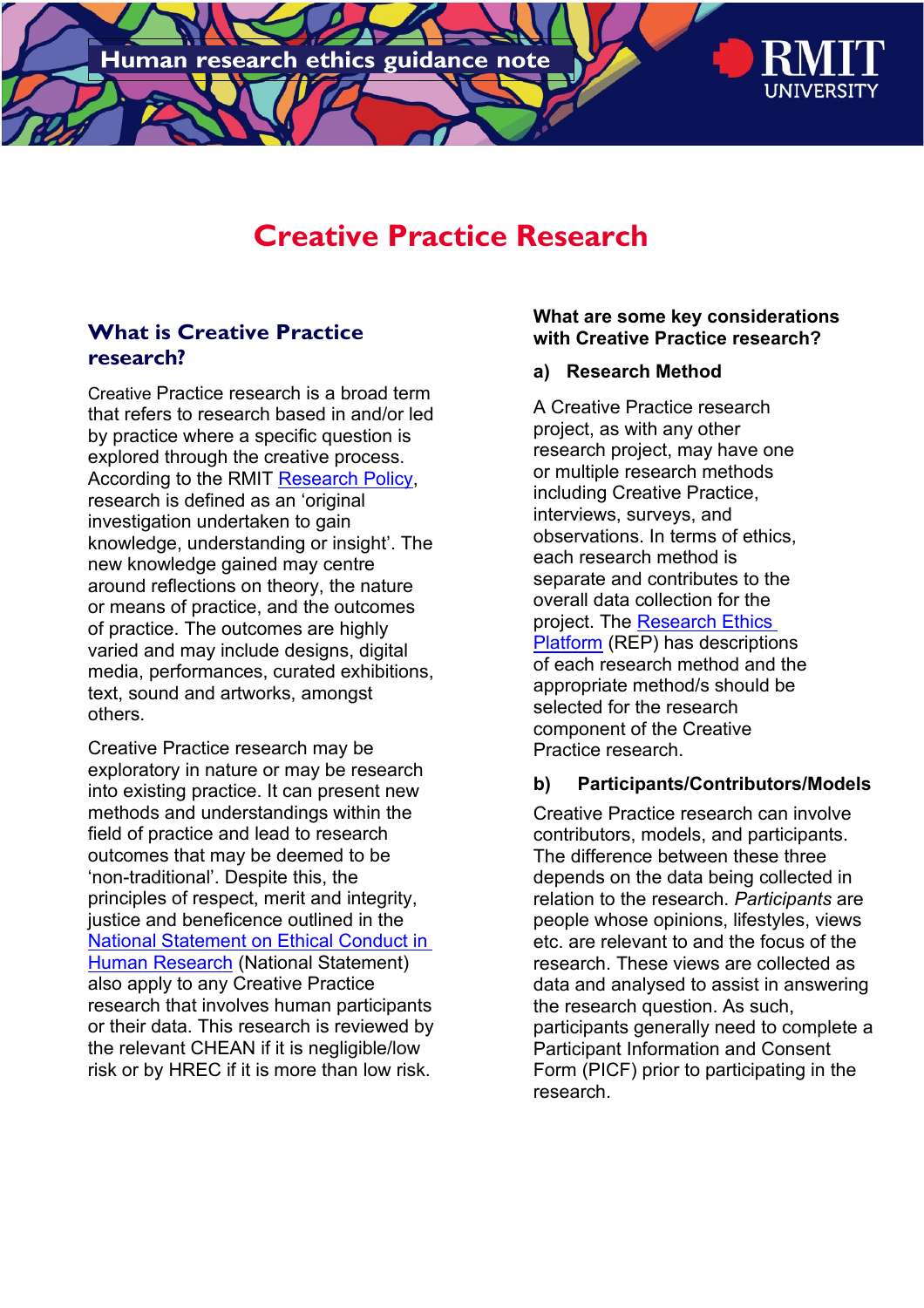Human research ethics guidance note

# Creative Practice Research

## What is Creative Practice research?

Creative Practice research is a broad term that refers to research based in and/or led by practice where a specific question is explored through the creative process. According to the RMIT [Research Policy](), research is defined as an 'original investigation undertaken to gain knowledge, understanding or insight'. The new knowledge gained may centre around reflections on theory, the nature or means of practice, and the outcomes of practice. The outcomes are highly varied and may include designs, digital media, performances, curated exhibitions, text, sound and artworks, amongst others.

Creative Practice research may be exploratory in nature or may be research into existing practice. It can present new methods and understandings within the field of practice and lead to research outcomes that may be deemed to be 'non-traditional'. Despite this, the principles of respect, merit and integrity, justice and beneficence outlined in the [National Statement on Ethical Conduct in Human Research]() (National Statement) also apply to any Creative Practice research that involves human participants or their data. This research is reviewed by the relevant CHEAN if it is negligible/low risk or by HREC if it is more than low risk.

### What are some key considerations with Creative Practice research?

**a) Research Method**

A Creative Practice research project, as with any other research project, may have one or multiple research methods including Creative Practice, interviews, surveys, and observations. In terms of ethics, each research method is separate and contributes to the overall data collection for the project. The [Research Ethics Platform]() (REP) has descriptions of each research method and the appropriate method/s should be selected for the research component of the Creative Practice research.

**b) Participants/Contributors/Models**

Creative Practice research can involve contributors, models, and participants. The difference between these three depends on the data being collected in relation to the research. *Participants* are people whose opinions, lifestyles, views etc. are relevant to and the focus of the research. These views are collected as data and analysed to assist in answering the research question. As such, participants generally need to complete a Participant Information and Consent Form (PICF) prior to participating in the research.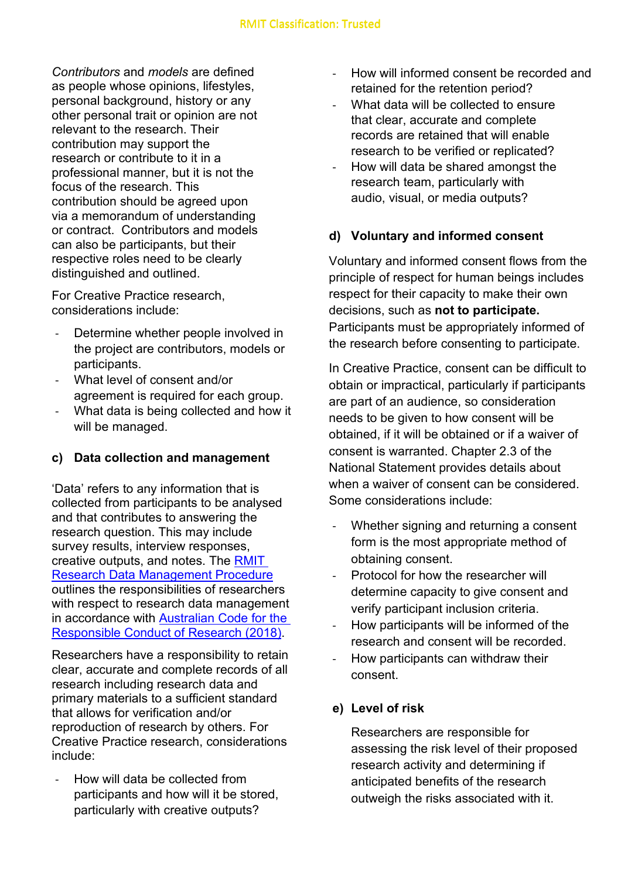*Contributors* and *models* are defined as people whose opinions, lifestyles, personal background, history or any other personal trait or opinion are not relevant to the research. Their contribution may support the research or contribute to it in a professional manner, but it is not the focus of the research. This contribution should be agreed upon via a memorandum of understanding or contract. Contributors and models can also be participants, but their respective roles need to be clearly distinguished and outlined.

For Creative Practice research, considerations include:

- Determine whether people involved in the project are contributors, models or participants.
- What level of consent and/or agreement is required for each group.
- What data is being collected and how it will be managed.

### c) Data collection and management

'Data' refers to any information that is collected from participants to be analysed and that contributes to answering the research question. This may include survey results, interview responses, creative outputs, and notes. The [RMIT Research Data Management Procedure](#) outlines the responsibilities of researchers with respect to research data management in accordance with [Australian Code for the Responsible Conduct of Research (2018)](#).

Researchers have a responsibility to retain clear, accurate and complete records of all research including research data and primary materials to a sufficient standard that allows for verification and/or reproduction of research by others. For Creative Practice research, considerations include:

- How will data be collected from participants and how will it be stored, particularly with creative outputs?
- How will informed consent be recorded and retained for the retention period?
- What data will be collected to ensure that clear, accurate and complete records are retained that will enable research to be verified or replicated?
- How will data be shared amongst the research team, particularly with audio, visual, or media outputs?

### d) Voluntary and informed consent

Voluntary and informed consent flows from the principle of respect for human beings includes respect for their capacity to make their own decisions, such as **not to participate.** Participants must be appropriately informed of the research before consenting to participate.

In Creative Practice, consent can be difficult to obtain or impractical, particularly if participants are part of an audience, so consideration needs to be given to how consent will be obtained, if it will be obtained or if a waiver of consent is warranted. Chapter 2.3 of the National Statement provides details about when a waiver of consent can be considered. Some considerations include:

- Whether signing and returning a consent form is the most appropriate method of obtaining consent.
- Protocol for how the researcher will determine capacity to give consent and verify participant inclusion criteria.
- How participants will be informed of the research and consent will be recorded.
- How participants can withdraw their consent.

### e) Level of risk

Researchers are responsible for assessing the risk level of their proposed research activity and determining if anticipated benefits of the research outweigh the risks associated with it.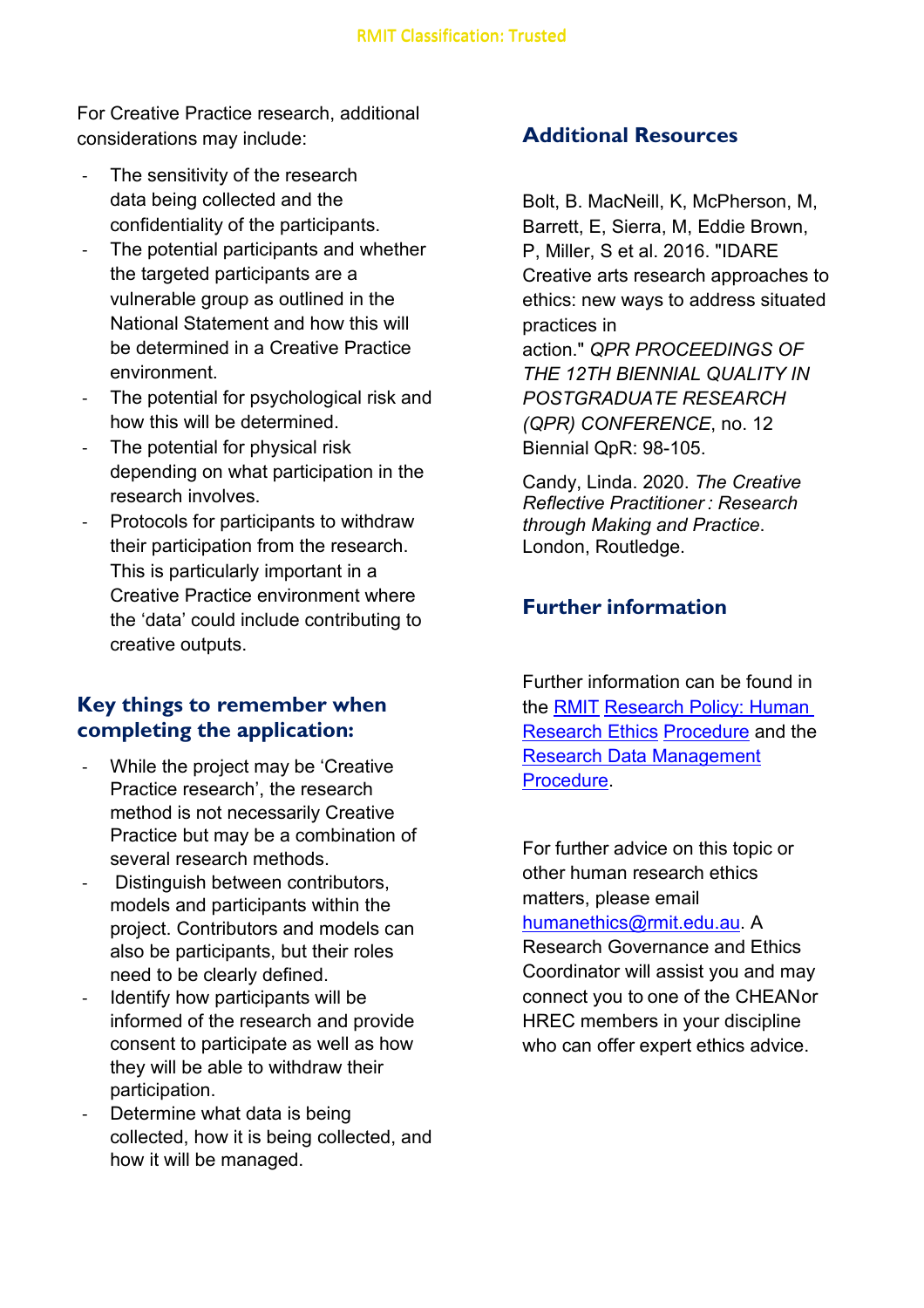For Creative Practice research, additional considerations may include:

- The sensitivity of the research data being collected and the confidentiality of the participants.
- The potential participants and whether the targeted participants are a vulnerable group as outlined in the National Statement and how this will be determined in a Creative Practice environment.
- The potential for psychological risk and how this will be determined.
- The potential for physical risk depending on what participation in the research involves.
- Protocols for participants to withdraw their participation from the research. This is particularly important in a Creative Practice environment where the 'data' could include contributing to creative outputs.

## Key things to remember when completing the application:

- While the project may be 'Creative Practice research', the research method is not necessarily Creative Practice but may be a combination of several research methods.
- Distinguish between contributors, models and participants within the project. Contributors and models can also be participants, but their roles need to be clearly defined.
- Identify how participants will be informed of the research and provide consent to participate as well as how they will be able to withdraw their participation.
- Determine what data is being collected, how it is being collected, and how it will be managed.

## Additional Resources

Bolt, B. MacNeill, K, McPherson, M, Barrett, E, Sierra, M, Eddie Brown, P, Miller, S et al. 2016. "IDARE Creative arts research approaches to ethics: new ways to address situated practices in action." *QPR PROCEEDINGS OF THE 12TH BIENNIAL QUALITY IN POSTGRADUATE RESEARCH (QPR) CONFERENCE*, no. 12 Biennial QpR: 98-105.

Candy, Linda. 2020. *The Creative Reflective Practitioner : Research through Making and Practice*. London, Routledge.

## Further information

Further information can be found in the [RMIT Research Policy: Human Research Ethics Procedure]() and the [Research Data Management Procedure]().

For further advice on this topic or other human research ethics matters, please email [humanethics@rmit.edu.au](mailto:humanethics@rmit.edu.au). A Research Governance and Ethics Coordinator will assist you and may connect you to one of the CHEANor HREC members in your discipline who can offer expert ethics advice.